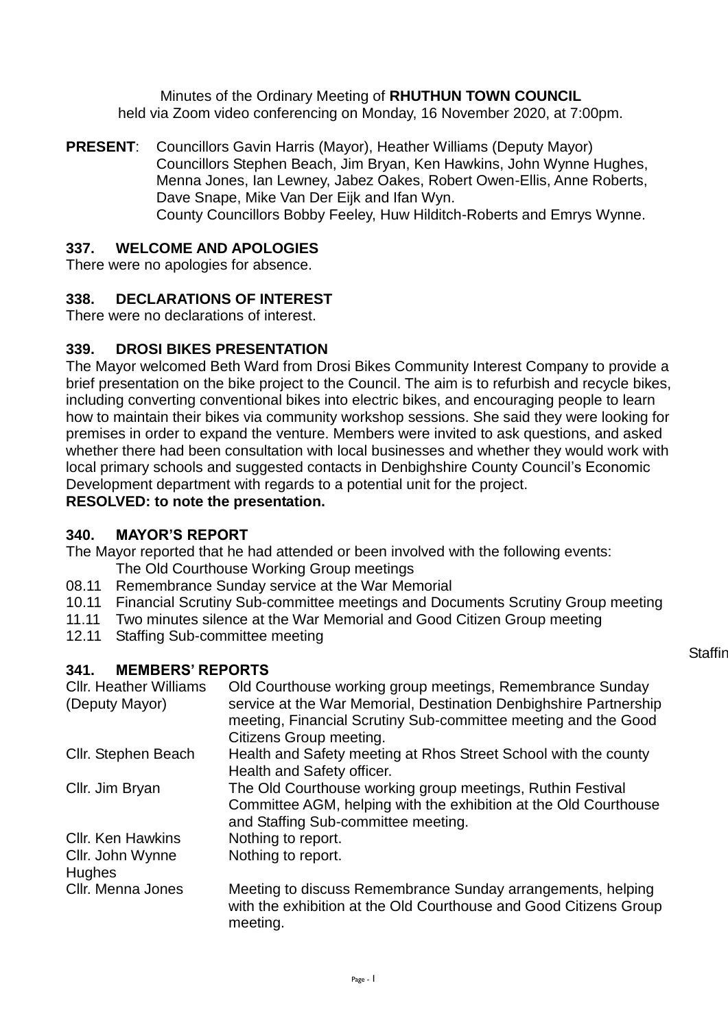Minutes of the Ordinary Meeting of **RHUTHUN TOWN COUNCIL**
held via Zoom video conferencing on Monday, 16 November 2020, at 7:00pm.

**PRESENT**: Councillors Gavin Harris (Mayor), Heather Williams (Deputy Mayor)
Councillors Stephen Beach, Jim Bryan, Ken Hawkins, John Wynne Hughes, Menna Jones, Ian Lewney, Jabez Oakes, Robert Owen-Ellis, Anne Roberts, Dave Snape, Mike Van Der Eijk and Ifan Wyn.
County Councillors Bobby Feeley, Huw Hilditch-Roberts and Emrys Wynne.

## 337. WELCOME AND APOLOGIES

There were no apologies for absence.

## 338. DECLARATIONS OF INTEREST

There were no declarations of interest.

## 339. DROSI BIKES PRESENTATION

The Mayor welcomed Beth Ward from Drosi Bikes Community Interest Company to provide a brief presentation on the bike project to the Council. The aim is to refurbish and recycle bikes, including converting conventional bikes into electric bikes, and encouraging people to learn how to maintain their bikes via community workshop sessions. She said they were looking for premises in order to expand the venture. Members were invited to ask questions, and asked whether there had been consultation with local businesses and whether they would work with local primary schools and suggested contacts in Denbighshire County Council's Economic Development department with regards to a potential unit for the project.

**RESOLVED: to note the presentation.**

## 340. MAYOR'S REPORT

The Mayor reported that he had attended or been involved with the following events:

The Old Courthouse Working Group meetings

08.11 Remembrance Sunday service at the War Memorial
10.11 Financial Scrutiny Sub-committee meetings and Documents Scrutiny Group meeting
11.11 Two minutes silence at the War Memorial and Good Citizen Group meeting
12.11 Staffing Sub-committee meeting

Staffin

## 341. MEMBERS' REPORTS

| | |
|---|---|
| Cllr. Heather Williams (Deputy Mayor) | Old Courthouse working group meetings, Remembrance Sunday service at the War Memorial, Destination Denbighshire Partnership meeting, Financial Scrutiny Sub-committee meeting and the Good Citizens Group meeting. |
| Cllr. Stephen Beach | Health and Safety meeting at Rhos Street School with the county Health and Safety officer. |
| Cllr. Jim Bryan | The Old Courthouse working group meetings, Ruthin Festival Committee AGM, helping with the exhibition at the Old Courthouse and Staffing Sub-committee meeting. |
| Cllr. Ken Hawkins | Nothing to report. |
| Cllr. John Wynne Hughes | Nothing to report. |
| Cllr. Menna Jones | Meeting to discuss Remembrance Sunday arrangements, helping with the exhibition at the Old Courthouse and Good Citizens Group meeting. |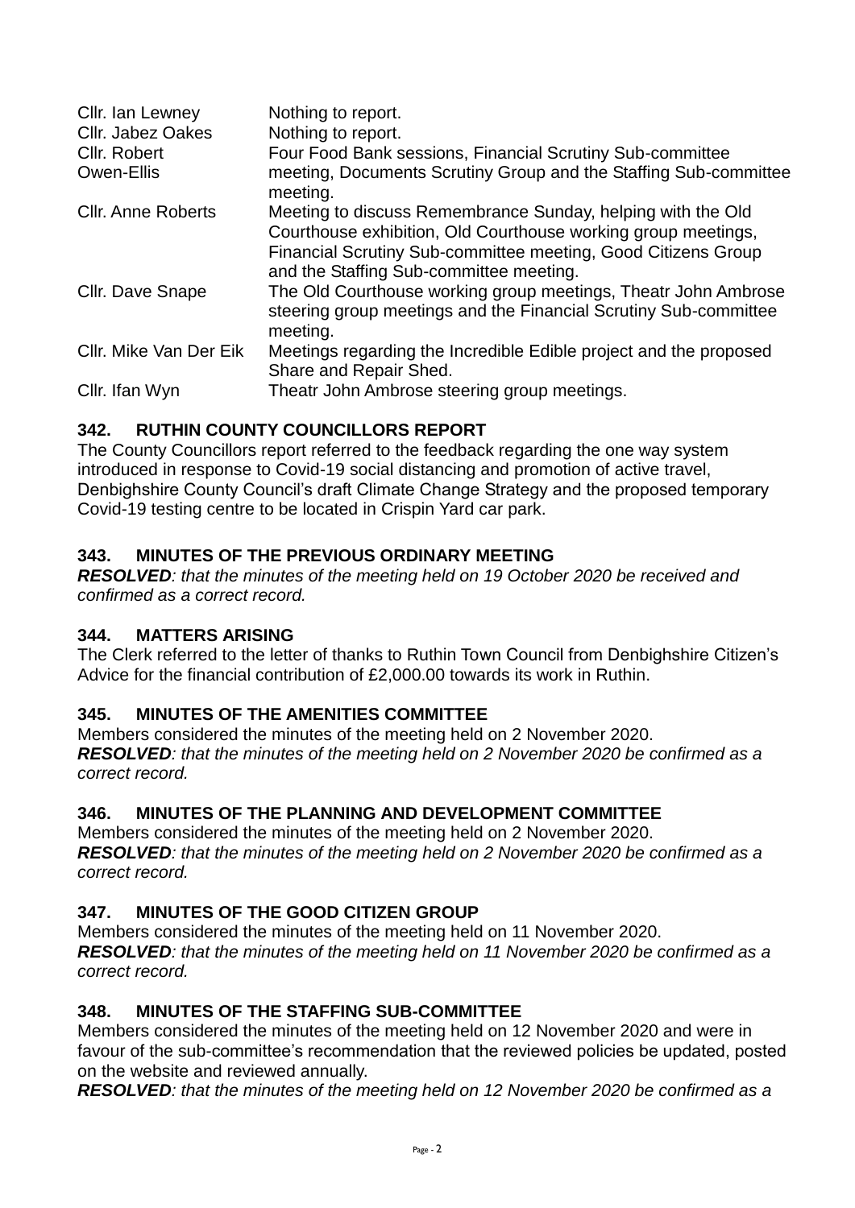| | |
|---|---|
| Cllr. Ian Lewney | Nothing to report. |
| Cllr. Jabez Oakes | Nothing to report. |
| Cllr. Robert Owen-Ellis | Four Food Bank sessions, Financial Scrutiny Sub-committee meeting, Documents Scrutiny Group and the Staffing Sub-committee meeting. |
| Cllr. Anne Roberts | Meeting to discuss Remembrance Sunday, helping with the Old Courthouse exhibition, Old Courthouse working group meetings, Financial Scrutiny Sub-committee meeting, Good Citizens Group and the Staffing Sub-committee meeting. |
| Cllr. Dave Snape | The Old Courthouse working group meetings, Theatr John Ambrose steering group meetings and the Financial Scrutiny Sub-committee meeting. |
| Cllr. Mike Van Der Eik | Meetings regarding the Incredible Edible project and the proposed Share and Repair Shed. |
| Cllr. Ifan Wyn | Theatr John Ambrose steering group meetings. |

### 342. RUTHIN COUNTY COUNCILLORS REPORT

The County Councillors report referred to the feedback regarding the one way system introduced in response to Covid-19 social distancing and promotion of active travel, Denbighshire County Council's draft Climate Change Strategy and the proposed temporary Covid-19 testing centre to be located in Crispin Yard car park.

### 343. MINUTES OF THE PREVIOUS ORDINARY MEETING

***RESOLVED****: that the minutes of the meeting held on 19 October 2020 be received and confirmed as a correct record.*

### 344. MATTERS ARISING

The Clerk referred to the letter of thanks to Ruthin Town Council from Denbighshire Citizen's Advice for the financial contribution of £2,000.00 towards its work in Ruthin.

### 345. MINUTES OF THE AMENITIES COMMITTEE

Members considered the minutes of the meeting held on 2 November 2020.
***RESOLVED****: that the minutes of the meeting held on 2 November 2020 be confirmed as a correct record.*

### 346. MINUTES OF THE PLANNING AND DEVELOPMENT COMMITTEE

Members considered the minutes of the meeting held on 2 November 2020.
***RESOLVED****: that the minutes of the meeting held on 2 November 2020 be confirmed as a correct record.*

### 347. MINUTES OF THE GOOD CITIZEN GROUP

Members considered the minutes of the meeting held on 11 November 2020.
***RESOLVED****: that the minutes of the meeting held on 11 November 2020 be confirmed as a correct record.*

### 348. MINUTES OF THE STAFFING SUB-COMMITTEE

Members considered the minutes of the meeting held on 12 November 2020 and were in favour of the sub-committee's recommendation that the reviewed policies be updated, posted on the website and reviewed annually.
***RESOLVED****: that the minutes of the meeting held on 12 November 2020 be confirmed as a*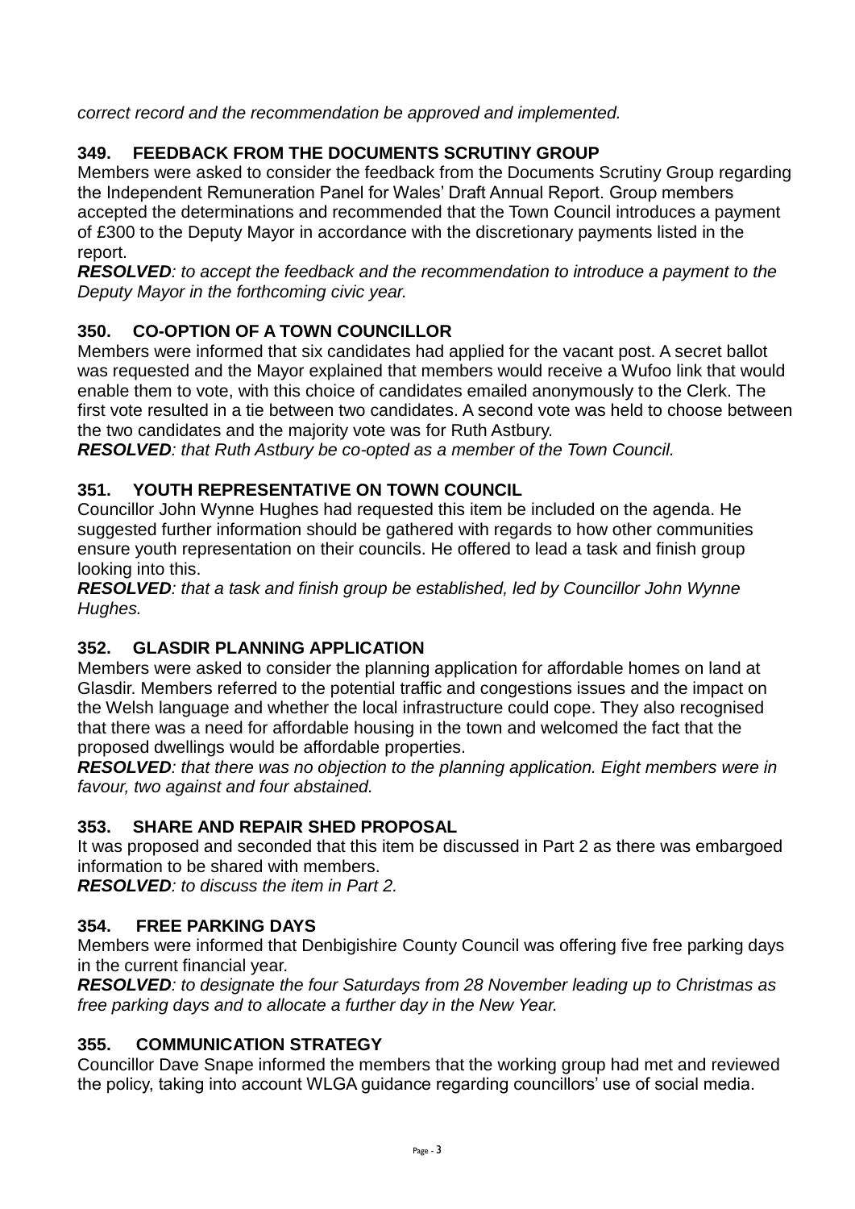*correct record and the recommendation be approved and implemented.*

### 349. FEEDBACK FROM THE DOCUMENTS SCRUTINY GROUP

Members were asked to consider the feedback from the Documents Scrutiny Group regarding the Independent Remuneration Panel for Wales' Draft Annual Report. Group members accepted the determinations and recommended that the Town Council introduces a payment of £300 to the Deputy Mayor in accordance with the discretionary payments listed in the report.

***RESOLVED**: to accept the feedback and the recommendation to introduce a payment to the Deputy Mayor in the forthcoming civic year.*

### 350. CO-OPTION OF A TOWN COUNCILLOR

Members were informed that six candidates had applied for the vacant post. A secret ballot was requested and the Mayor explained that members would receive a Wufoo link that would enable them to vote, with this choice of candidates emailed anonymously to the Clerk. The first vote resulted in a tie between two candidates. A second vote was held to choose between the two candidates and the majority vote was for Ruth Astbury.

***RESOLVED**: that Ruth Astbury be co-opted as a member of the Town Council.*

### 351. YOUTH REPRESENTATIVE ON TOWN COUNCIL

Councillor John Wynne Hughes had requested this item be included on the agenda. He suggested further information should be gathered with regards to how other communities ensure youth representation on their councils. He offered to lead a task and finish group looking into this.

***RESOLVED**: that a task and finish group be established, led by Councillor John Wynne Hughes.*

### 352. GLASDIR PLANNING APPLICATION

Members were asked to consider the planning application for affordable homes on land at Glasdir. Members referred to the potential traffic and congestions issues and the impact on the Welsh language and whether the local infrastructure could cope. They also recognised that there was a need for affordable housing in the town and welcomed the fact that the proposed dwellings would be affordable properties.

***RESOLVED**: that there was no objection to the planning application. Eight members were in favour, two against and four abstained.*

### 353. SHARE AND REPAIR SHED PROPOSAL

It was proposed and seconded that this item be discussed in Part 2 as there was embargoed information to be shared with members.

***RESOLVED**: to discuss the item in Part 2.*

### 354. FREE PARKING DAYS

Members were informed that Denbigishire County Council was offering five free parking days in the current financial year.

***RESOLVED**: to designate the four Saturdays from 28 November leading up to Christmas as free parking days and to allocate a further day in the New Year.*

### 355. COMMUNICATION STRATEGY

Councillor Dave Snape informed the members that the working group had met and reviewed the policy, taking into account WLGA guidance regarding councillors' use of social media.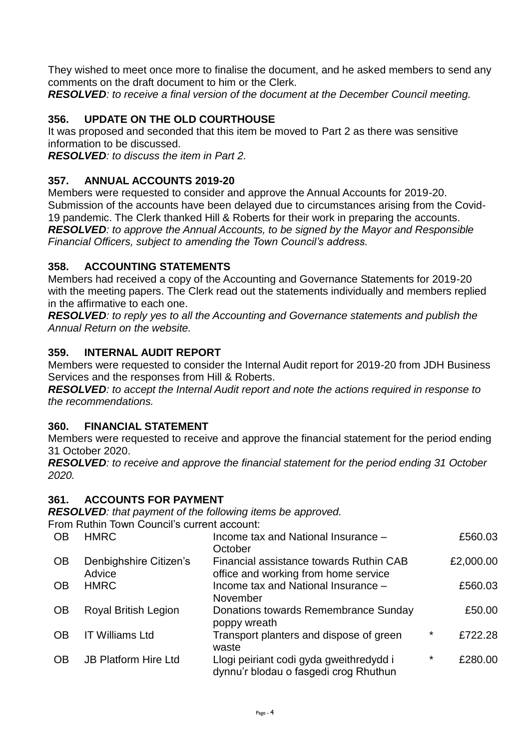They wished to meet once more to finalise the document, and he asked members to send any comments on the draft document to him or the Clerk.
***RESOLVED****: to receive a final version of the document at the December Council meeting.*

### 356. UPDATE ON THE OLD COURTHOUSE

It was proposed and seconded that this item be moved to Part 2 as there was sensitive information to be discussed.
***RESOLVED****: to discuss the item in Part 2.*

### 357. ANNUAL ACCOUNTS 2019-20

Members were requested to consider and approve the Annual Accounts for 2019-20. Submission of the accounts have been delayed due to circumstances arising from the Covid-19 pandemic. The Clerk thanked Hill & Roberts for their work in preparing the accounts.
***RESOLVED****: to approve the Annual Accounts, to be signed by the Mayor and Responsible Financial Officers, subject to amending the Town Council's address.*

### 358. ACCOUNTING STATEMENTS

Members had received a copy of the Accounting and Governance Statements for 2019-20 with the meeting papers. The Clerk read out the statements individually and members replied in the affirmative to each one.
***RESOLVED****: to reply yes to all the Accounting and Governance statements and publish the Annual Return on the website.*

### 359. INTERNAL AUDIT REPORT

Members were requested to consider the Internal Audit report for 2019-20 from JDH Business Services and the responses from Hill & Roberts.
***RESOLVED****: to accept the Internal Audit report and note the actions required in response to the recommendations.*

### 360. FINANCIAL STATEMENT

Members were requested to receive and approve the financial statement for the period ending 31 October 2020.
***RESOLVED****: to receive and approve the financial statement for the period ending 31 October 2020.*

### 361. ACCOUNTS FOR PAYMENT

***RESOLVED****: that payment of the following items be approved.*
From Ruthin Town Council's current account:

| | | | | |
|---|---|---|---|---|
| OB | HMRC | Income tax and National Insurance – October | | £560.03 |
| OB | Denbighshire Citizen's Advice | Financial assistance towards Ruthin CAB office and working from home service | | £2,000.00 |
| OB | HMRC | Income tax and National Insurance – November | | £560.03 |
| OB | Royal British Legion | Donations towards Remembrance Sunday poppy wreath | | £50.00 |
| OB | IT Williams Ltd | Transport planters and dispose of green waste | * | £722.28 |
| OB | JB Platform Hire Ltd | Llogi peiriant codi gyda gweithredydd i dynnu'r blodau o fasgedi crog Rhuthun | * | £280.00 |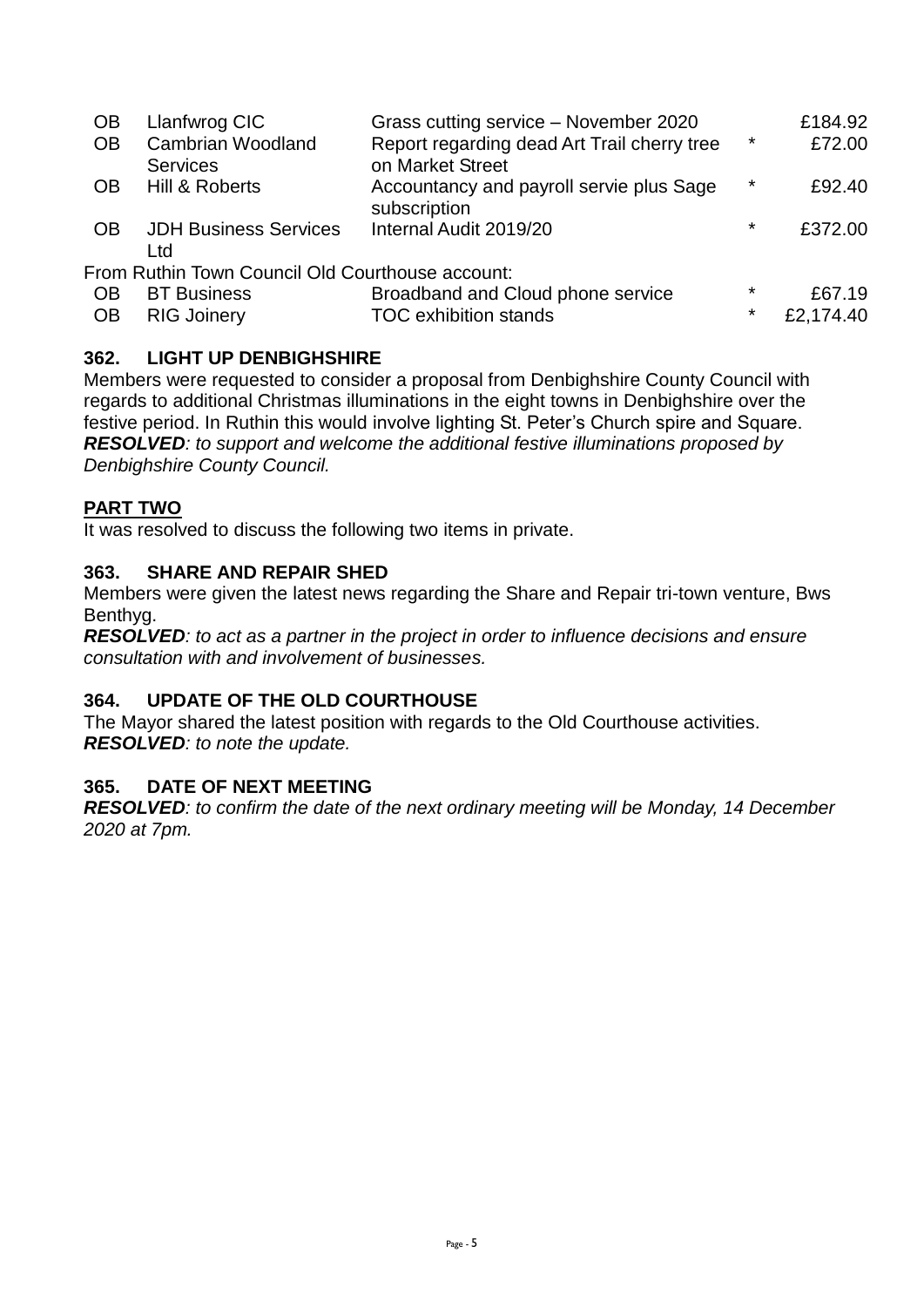| | | | | |
|---|---|---|---|---|
| OB | Llanfwrog CIC | Grass cutting service – November 2020 | | £184.92 |
| OB | Cambrian Woodland Services | Report regarding dead Art Trail cherry tree on Market Street | * | £72.00 |
| OB | Hill & Roberts | Accountancy and payroll servie plus Sage subscription | * | £92.40 |
| OB | JDH Business Services Ltd | Internal Audit 2019/20 | * | £372.00 |
| From Ruthin Town Council Old Courthouse account: | | | | |
| OB | BT Business | Broadband and Cloud phone service | * | £67.19 |
| OB | RIG Joinery | TOC exhibition stands | * | £2,174.40 |

### 362. LIGHT UP DENBIGHSHIRE

Members were requested to consider a proposal from Denbighshire County Council with regards to additional Christmas illuminations in the eight towns in Denbighshire over the festive period. In Ruthin this would involve lighting St. Peter's Church spire and Square.
***RESOLVED****: to support and welcome the additional festive illuminations proposed by Denbighshire County Council.*

### PART TWO

It was resolved to discuss the following two items in private.

### 363. SHARE AND REPAIR SHED

Members were given the latest news regarding the Share and Repair tri-town venture, Bws Benthyg.
***RESOLVED****: to act as a partner in the project in order to influence decisions and ensure consultation with and involvement of businesses.*

### 364. UPDATE OF THE OLD COURTHOUSE

The Mayor shared the latest position with regards to the Old Courthouse activities.
***RESOLVED****: to note the update.*

### 365. DATE OF NEXT MEETING

***RESOLVED****: to confirm the date of the next ordinary meeting will be Monday, 14 December 2020 at 7pm.*